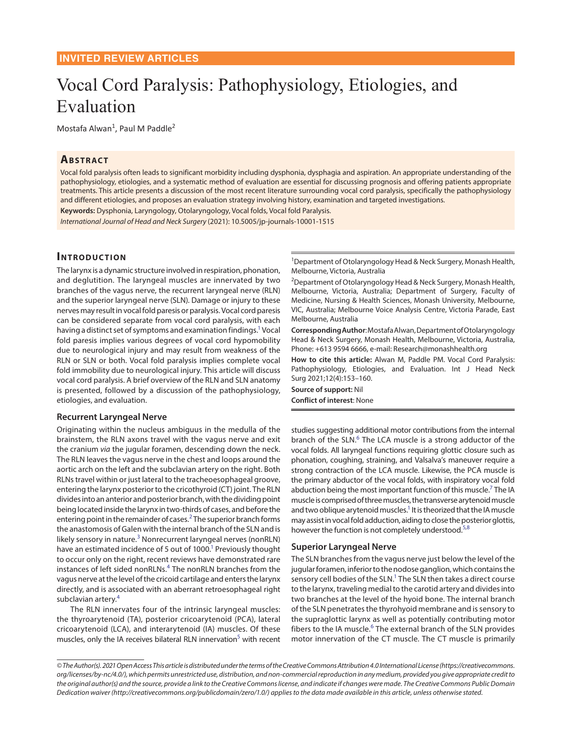INVITED REVIEW ARTICLES

# Vocal Cord Paralysis: Pathophysiology, Etiologies, and Evaluation

Mostafa Alwan[1], Paul M Paddle[2]

## Abstract

Vocal fold paralysis often leads to significant morbidity including dysphonia, dysphagia and aspiration. An appropriate understanding of the pathophysiology, etiologies, and a systematic method of evaluation are essential for discussing prognosis and offering patients appropriate treatments. This article presents a discussion of the most recent literature surrounding vocal cord paralysis, specifically the pathophysiology and different etiologies, and proposes an evaluation strategy involving history, examination and targeted investigations.

**Keywords:** Dysphonia, Laryngology, Otolaryngology, Vocal folds, Vocal fold Paralysis.

*International Journal of Head and Neck Surgery* (2021): 10.5005/jp-journals-10001-1515

## Introduction

The larynx is a dynamic structure involved in respiration, phonation, and deglutition. The laryngeal muscles are innervated by two branches of the vagus nerve, the recurrent laryngeal nerve (RLN) and the superior laryngeal nerve (SLN). Damage or injury to these nerves may result in vocal fold paresis or paralysis. Vocal cord paresis can be considered separate from vocal cord paralysis, with each having a distinct set of symptoms and examination findings.[1] Vocal fold paresis implies various degrees of vocal cord hypomobility due to neurological injury and may result from weakness of the RLN or SLN or both. Vocal fold paralysis implies complete vocal fold immobility due to neurological injury. This article will discuss vocal cord paralysis. A brief overview of the RLN and SLN anatomy is presented, followed by a discussion of the pathophysiology, etiologies, and evaluation.

### Recurrent Laryngeal Nerve

Originating within the nucleus ambiguus in the medulla of the brainstem, the RLN axons travel with the vagus nerve and exit the cranium *via* the jugular foramen, descending down the neck. The RLN leaves the vagus nerve in the chest and loops around the aortic arch on the left and the subclavian artery on the right. Both RLNs travel within or just lateral to the tracheoesophageal groove, entering the larynx posterior to the cricothyroid (CT) joint. The RLN divides into an anterior and posterior branch, with the dividing point being located inside the larynx in two-thirds of cases, and before the entering point in the remainder of cases.[2] The superior branch forms the anastomosis of Galen with the internal branch of the SLN and is likely sensory in nature.[3] Nonrecurrent laryngeal nerves (nonRLN) have an estimated incidence of 5 out of 1000.[1] Previously thought to occur only on the right, recent reviews have demonstrated rare instances of left sided nonRLNs.[4] The nonRLN branches from the vagus nerve at the level of the cricoid cartilage and enters the larynx directly, and is associated with an aberrant retroesophageal right subclavian artery.[4]

The RLN innervates four of the intrinsic laryngeal muscles: the thyroarytenoid (TA), posterior cricoarytenoid (PCA), lateral cricoarytenoid (LCA), and interarytenoid (IA) muscles. Of these muscles, only the IA receives bilateral RLN innervation[5] with recent studies suggesting additional motor contributions from the internal branch of the SLN.[6] The LCA muscle is a strong adductor of the vocal folds. All laryngeal functions requiring glottic closure such as phonation, coughing, straining, and Valsalva's maneuver require a strong contraction of the LCA muscle. Likewise, the PCA muscle is the primary abductor of the vocal folds, with inspiratory vocal fold abduction being the most important function of this muscle.[7] The IA muscle is comprised of three muscles, the transverse arytenoid muscle and two oblique arytenoid muscles.[1] It is theorized that the IA muscle may assist in vocal fold adduction, aiding to close the posterior glottis, however the function is not completely understood.[5,8]

### Superior Laryngeal Nerve

The SLN branches from the vagus nerve just below the level of the jugular foramen, inferior to the nodose ganglion, which contains the sensory cell bodies of the SLN.[1] The SLN then takes a direct course to the larynx, traveling medial to the carotid artery and divides into two branches at the level of the hyoid bone. The internal branch of the SLN penetrates the thyrohyoid membrane and is sensory to the supraglottic larynx as well as potentially contributing motor fibers to the IA muscle.[6] The external branch of the SLN provides motor innervation of the CT muscle. The CT muscle is primarily

---

[1]Department of Otolaryngology Head & Neck Surgery, Monash Health, Melbourne, Victoria, Australia

[2]Department of Otolaryngology Head & Neck Surgery, Monash Health, Melbourne, Victoria, Australia; Department of Surgery, Faculty of Medicine, Nursing & Health Sciences, Monash University, Melbourne, VIC, Australia; Melbourne Voice Analysis Centre, Victoria Parade, East Melbourne, Australia

**Corresponding Author**: Mostafa Alwan, Department of Otolaryngology Head & Neck Surgery, Monash Health, Melbourne, Victoria, Australia, Phone: +613 9594 6666, e-mail: Research@monashhealth.org

**How to cite this article:** Alwan M, Paddle PM. Vocal Cord Paralysis: Pathophysiology, Etiologies, and Evaluation. Int J Head Neck Surg 2021;12(4):153–160.

**Source of support:** Nil

**Conflict of interest**: None

---

*© The Author(s). 2021 Open Access This article is distributed under the terms of the Creative Commons Attribution 4.0 International License (https://creativecommons.org/licenses/by-nc/4.0/), which permits unrestricted use, distribution, and non-commercial reproduction in any medium, provided you give appropriate credit to the original author(s) and the source, provide a link to the Creative Commons license, and indicate if changes were made. The Creative Commons Public Domain Dedication waiver (http://creativecommons.org/publicdomain/zero/1.0/) applies to the data made available in this article, unless otherwise stated.*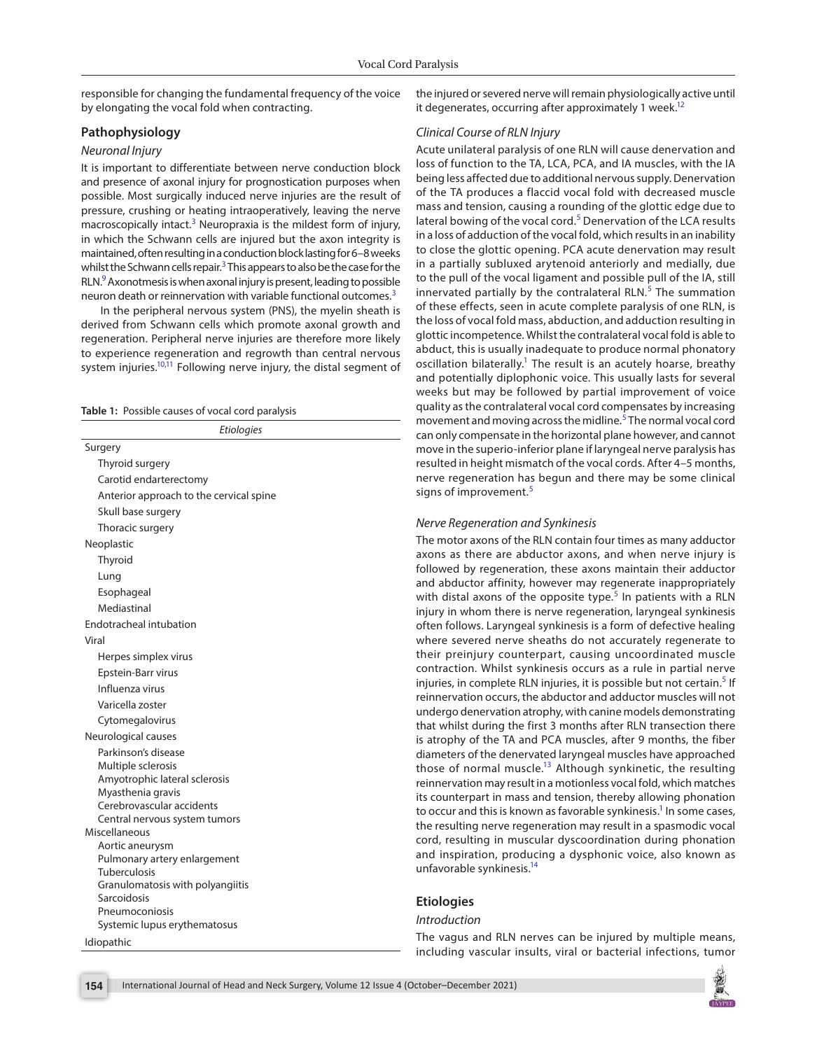responsible for changing the fundamental frequency of the voice by elongating the vocal fold when contracting.

## Pathophysiology

### *Neuronal Injury*

It is important to differentiate between nerve conduction block and presence of axonal injury for prognostication purposes when possible. Most surgically induced nerve injuries are the result of pressure, crushing or heating intraoperatively, leaving the nerve macroscopically intact.[3] Neuropraxia is the mildest form of injury, in which the Schwann cells are injured but the axon integrity is maintained, often resulting in a conduction block lasting for 6–8 weeks whilst the Schwann cells repair.[3] This appears to also be the case for the RLN.[9] Axonotmesis is when axonal injury is present, leading to possible neuron death or reinnervation with variable functional outcomes.[3]

In the peripheral nervous system (PNS), the myelin sheath is derived from Schwann cells which promote axonal growth and regeneration. Peripheral nerve injuries are therefore more likely to experience regeneration and regrowth than central nervous system injuries.[10,11] Following nerve injury, the distal segment of the injured or severed nerve will remain physiologically active until it degenerates, occurring after approximately 1 week.[12]

**Table 1:** Possible causes of vocal cord paralysis

| *Etiologies* |
|---|
| Surgery |
| Thyroid surgery |
| Carotid endarterectomy |
| Anterior approach to the cervical spine |
| Skull base surgery |
| Thoracic surgery |
| Neoplastic |
| Thyroid |
| Lung |
| Esophageal |
| Mediastinal |
| Endotracheal intubation |
| Viral |
| Herpes simplex virus |
| Epstein-Barr virus |
| Influenza virus |
| Varicella zoster |
| Cytomegalovirus |
| Neurological causes |
| Parkinson's disease |
| Multiple sclerosis |
| Amyotrophic lateral sclerosis |
| Myasthenia gravis |
| Cerebrovascular accidents |
| Central nervous system tumors |
| Miscellaneous |
| Aortic aneurysm |
| Pulmonary artery enlargement |
| Tuberculosis |
| Granulomatosis with polyangiitis |
| Sarcoidosis |
| Pneumoconiosis |
| Systemic lupus erythematosus |
| Idiopathic |

### *Clinical Course of RLN Injury*

Acute unilateral paralysis of one RLN will cause denervation and loss of function to the TA, LCA, PCA, and IA muscles, with the IA being less affected due to additional nervous supply. Denervation of the TA produces a flaccid vocal fold with decreased muscle mass and tension, causing a rounding of the glottic edge due to lateral bowing of the vocal cord.[5] Denervation of the LCA results in a loss of adduction of the vocal fold, which results in an inability to close the glottic opening. PCA acute denervation may result in a partially subluxed arytenoid anteriorly and medially, due to the pull of the vocal ligament and possible pull of the IA, still innervated partially by the contralateral RLN.[5] The summation of these effects, seen in acute complete paralysis of one RLN, is the loss of vocal fold mass, abduction, and adduction resulting in glottic incompetence. Whilst the contralateral vocal fold is able to abduct, this is usually inadequate to produce normal phonatory oscillation bilaterally.[1] The result is an acutely hoarse, breathy and potentially diplophonic voice. This usually lasts for several weeks but may be followed by partial improvement of voice quality as the contralateral vocal cord compensates by increasing movement and moving across the midline.[5] The normal vocal cord can only compensate in the horizontal plane however, and cannot move in the superio-inferior plane if laryngeal nerve paralysis has resulted in height mismatch of the vocal cords. After 4–5 months, nerve regeneration has begun and there may be some clinical signs of improvement.[5]

### *Nerve Regeneration and Synkinesis*

The motor axons of the RLN contain four times as many adductor axons as there are abductor axons, and when nerve injury is followed by regeneration, these axons maintain their adductor and abductor affinity, however may regenerate inappropriately with distal axons of the opposite type.[5] In patients with a RLN injury in whom there is nerve regeneration, laryngeal synkinesis often follows. Laryngeal synkinesis is a form of defective healing where severed nerve sheaths do not accurately regenerate to their preinjury counterpart, causing uncoordinated muscle contraction. Whilst synkinesis occurs as a rule in partial nerve injuries, in complete RLN injuries, it is possible but not certain.[5] If reinnervation occurs, the abductor and adductor muscles will not undergo denervation atrophy, with canine models demonstrating that whilst during the first 3 months after RLN transection there is atrophy of the TA and PCA muscles, after 9 months, the fiber diameters of the denervated laryngeal muscles have approached those of normal muscle.[13] Although synkinetic, the resulting reinnervation may result in a motionless vocal fold, which matches its counterpart in mass and tension, thereby allowing phonation to occur and this is known as favorable synkinesis.[1] In some cases, the resulting nerve regeneration may result in a spasmodic vocal cord, resulting in muscular dyscoordination during phonation and inspiration, producing a dysphonic voice, also known as unfavorable synkinesis.[14]

## Etiologies

### *Introduction*

The vagus and RLN nerves can be injured by multiple means, including vascular insults, viral or bacterial infections, tumor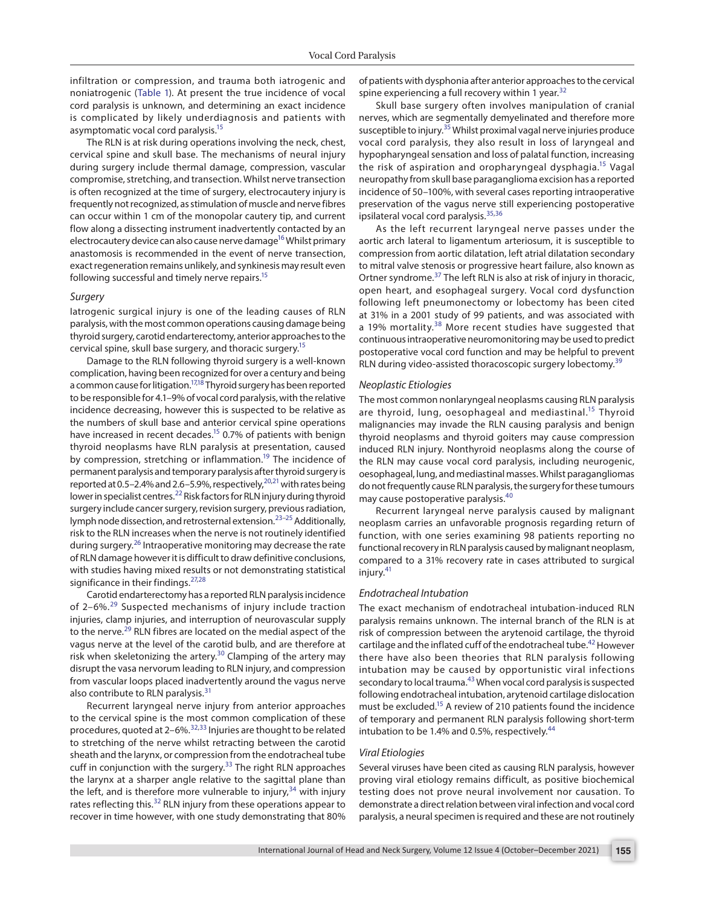infiltration or compression, and trauma both iatrogenic and noniatrogenic (Table 1). At present the true incidence of vocal cord paralysis is unknown, and determining an exact incidence is complicated by likely underdiagnosis and patients with asymptomatic vocal cord paralysis.[15]

The RLN is at risk during operations involving the neck, chest, cervical spine and skull base. The mechanisms of neural injury during surgery include thermal damage, compression, vascular compromise, stretching, and transection. Whilst nerve transection is often recognized at the time of surgery, electrocautery injury is frequently not recognized, as stimulation of muscle and nerve fibres can occur within 1 cm of the monopolar cautery tip, and current flow along a dissecting instrument inadvertently contacted by an electrocautery device can also cause nerve damage[16] Whilst primary anastomosis is recommended in the event of nerve transection, exact regeneration remains unlikely, and synkinesis may result even following successful and timely nerve repairs.[15]

### *Surgery*

Iatrogenic surgical injury is one of the leading causes of RLN paralysis, with the most common operations causing damage being thyroid surgery, carotid endarterectomy, anterior approaches to the cervical spine, skull base surgery, and thoracic surgery.[15]

Damage to the RLN following thyroid surgery is a well-known complication, having been recognized for over a century and being a common cause for litigation.[17,18] Thyroid surgery has been reported to be responsible for 4.1–9% of vocal cord paralysis, with the relative incidence decreasing, however this is suspected to be relative as the numbers of skull base and anterior cervical spine operations have increased in recent decades.[15] 0.7% of patients with benign thyroid neoplasms have RLN paralysis at presentation, caused by compression, stretching or inflammation.[19] The incidence of permanent paralysis and temporary paralysis after thyroid surgery is reported at 0.5–2.4% and 2.6–5.9%, respectively,[20,21] with rates being lower in specialist centres.[22] Risk factors for RLN injury during thyroid surgery include cancer surgery, revision surgery, previous radiation, lymph node dissection, and retrosternal extension.[23–25] Additionally, risk to the RLN increases when the nerve is not routinely identified during surgery.[26] Intraoperative monitoring may decrease the rate of RLN damage however it is difficult to draw definitive conclusions, with studies having mixed results or not demonstrating statistical significance in their findings.[27,28]

Carotid endarterectomy has a reported RLN paralysis incidence of 2–6%.[29] Suspected mechanisms of injury include traction injuries, clamp injuries, and interruption of neurovascular supply to the nerve.[29] RLN fibres are located on the medial aspect of the vagus nerve at the level of the carotid bulb, and are therefore at risk when skeletonizing the artery.[30] Clamping of the artery may disrupt the vasa nervorum leading to RLN injury, and compression from vascular loops placed inadvertently around the vagus nerve also contribute to RLN paralysis.[31]

Recurrent laryngeal nerve injury from anterior approaches to the cervical spine is the most common complication of these procedures, quoted at 2–6%.[32,33] Injuries are thought to be related to stretching of the nerve whilst retracting between the carotid sheath and the larynx, or compression from the endotracheal tube cuff in conjunction with the surgery.[33] The right RLN approaches the larynx at a sharper angle relative to the sagittal plane than the left, and is therefore more vulnerable to injury,[34] with injury rates reflecting this.[32] RLN injury from these operations appear to recover in time however, with one study demonstrating that 80% of patients with dysphonia after anterior approaches to the cervical spine experiencing a full recovery within 1 year.[32]

Skull base surgery often involves manipulation of cranial nerves, which are segmentally demyelinated and therefore more susceptible to injury.[35] Whilst proximal vagal nerve injuries produce vocal cord paralysis, they also result in loss of laryngeal and hypopharyngeal sensation and loss of palatal function, increasing the risk of aspiration and oropharyngeal dysphagia.[15] Vagal neuropathy from skull base paraganglioma excision has a reported incidence of 50–100%, with several cases reporting intraoperative preservation of the vagus nerve still experiencing postoperative ipsilateral vocal cord paralysis.[35,36]

As the left recurrent laryngeal nerve passes under the aortic arch lateral to ligamentum arteriosum, it is susceptible to compression from aortic dilatation, left atrial dilatation secondary to mitral valve stenosis or progressive heart failure, also known as Ortner syndrome.[37] The left RLN is also at risk of injury in thoracic, open heart, and esophageal surgery. Vocal cord dysfunction following left pneumonectomy or lobectomy has been cited at 31% in a 2001 study of 99 patients, and was associated with a 19% mortality.[38] More recent studies have suggested that continuous intraoperative neuromonitoring may be used to predict postoperative vocal cord function and may be helpful to prevent RLN during video-assisted thoracoscopic surgery lobectomy.[39]

### *Neoplastic Etiologies*

The most common nonlaryngeal neoplasms causing RLN paralysis are thyroid, lung, oesophageal and mediastinal.[15] Thyroid malignancies may invade the RLN causing paralysis and benign thyroid neoplasms and thyroid goiters may cause compression induced RLN injury. Nonthyroid neoplasms along the course of the RLN may cause vocal cord paralysis, including neurogenic, oesophageal, lung, and mediastinal masses. Whilst paragangliomas do not frequently cause RLN paralysis, the surgery for these tumours may cause postoperative paralysis.[40]

Recurrent laryngeal nerve paralysis caused by malignant neoplasm carries an unfavorable prognosis regarding return of function, with one series examining 98 patients reporting no functional recovery in RLN paralysis caused by malignant neoplasm, compared to a 31% recovery rate in cases attributed to surgical injury.[41]

### *Endotracheal Intubation*

The exact mechanism of endotracheal intubation-induced RLN paralysis remains unknown. The internal branch of the RLN is at risk of compression between the arytenoid cartilage, the thyroid cartilage and the inflated cuff of the endotracheal tube.[42] However there have also been theories that RLN paralysis following intubation may be caused by opportunistic viral infections secondary to local trauma.[43] When vocal cord paralysis is suspected following endotracheal intubation, arytenoid cartilage dislocation must be excluded.[15] A review of 210 patients found the incidence of temporary and permanent RLN paralysis following short-term intubation to be 1.4% and 0.5%, respectively.[44]

### *Viral Etiologies*

Several viruses have been cited as causing RLN paralysis, however proving viral etiology remains difficult, as positive biochemical testing does not prove neural involvement nor causation. To demonstrate a direct relation between viral infection and vocal cord paralysis, a neural specimen is required and these are not routinely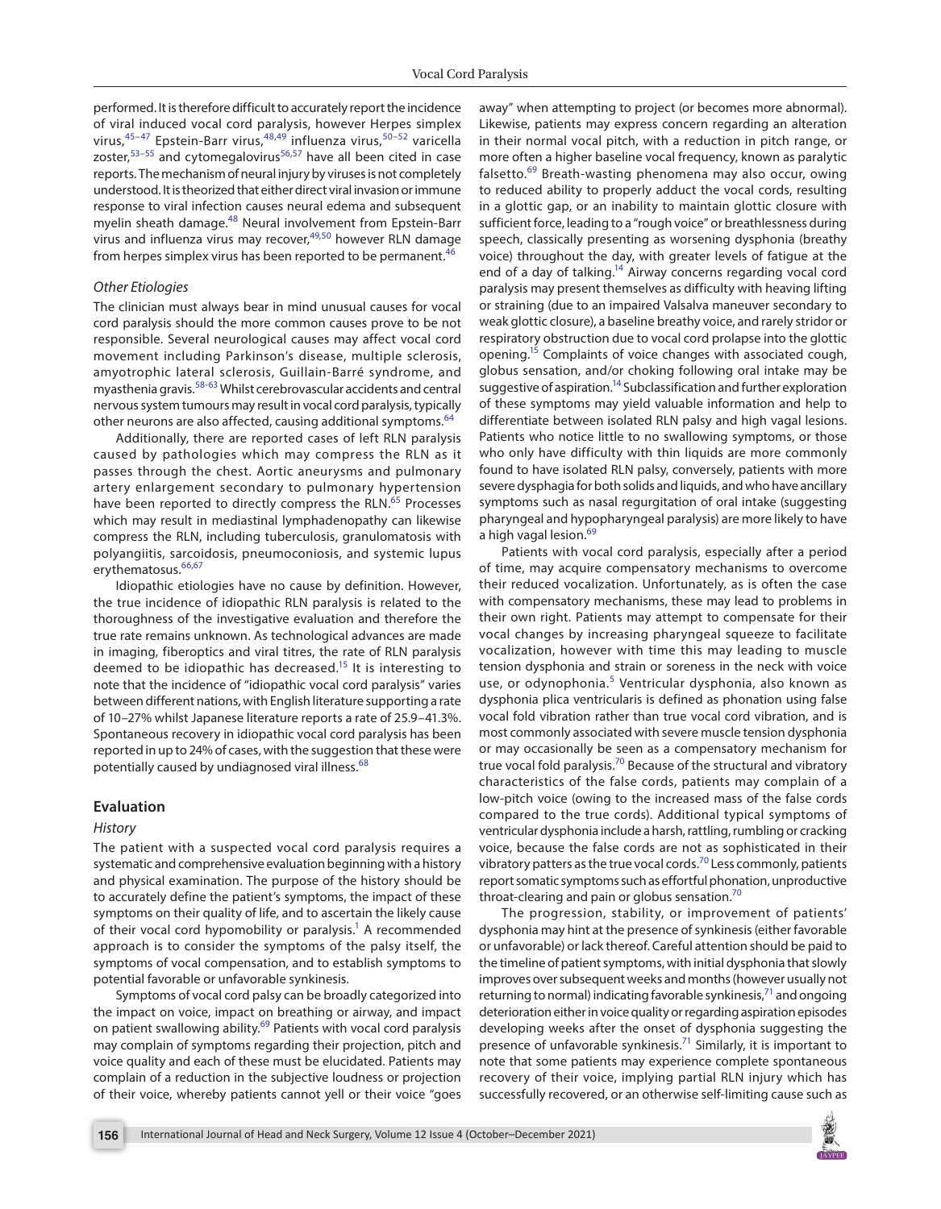performed. It is therefore difficult to accurately report the incidence of viral induced vocal cord paralysis, however Herpes simplex virus,[45–47] Epstein-Barr virus,[48,49] influenza virus,[50–52] varicella zoster,[53–55] and cytomegalovirus[56,57] have all been cited in case reports. The mechanism of neural injury by viruses is not completely understood. It is theorized that either direct viral invasion or immune response to viral infection causes neural edema and subsequent myelin sheath damage.[48] Neural involvement from Epstein-Barr virus and influenza virus may recover,[49,50] however RLN damage from herpes simplex virus has been reported to be permanent.[46]

### *Other Etiologies*

The clinician must always bear in mind unusual causes for vocal cord paralysis should the more common causes prove to be not responsible. Several neurological causes may affect vocal cord movement including Parkinson's disease, multiple sclerosis, amyotrophic lateral sclerosis, Guillain-Barré syndrome, and myasthenia gravis.[58–63] Whilst cerebrovascular accidents and central nervous system tumours may result in vocal cord paralysis, typically other neurons are also affected, causing additional symptoms.[64]

Additionally, there are reported cases of left RLN paralysis caused by pathologies which may compress the RLN as it passes through the chest. Aortic aneurysms and pulmonary artery enlargement secondary to pulmonary hypertension have been reported to directly compress the RLN.[65] Processes which may result in mediastinal lymphadenopathy can likewise compress the RLN, including tuberculosis, granulomatosis with polyangiitis, sarcoidosis, pneumoconiosis, and systemic lupus erythematosus.[66,67]

Idiopathic etiologies have no cause by definition. However, the true incidence of idiopathic RLN paralysis is related to the thoroughness of the investigative evaluation and therefore the true rate remains unknown. As technological advances are made in imaging, fiberoptics and viral titres, the rate of RLN paralysis deemed to be idiopathic has decreased.[15] It is interesting to note that the incidence of "idiopathic vocal cord paralysis" varies between different nations, with English literature supporting a rate of 10–27% whilst Japanese literature reports a rate of 25.9–41.3%. Spontaneous recovery in idiopathic vocal cord paralysis has been reported in up to 24% of cases, with the suggestion that these were potentially caused by undiagnosed viral illness.[68]

## Evaluation

### *History*

The patient with a suspected vocal cord paralysis requires a systematic and comprehensive evaluation beginning with a history and physical examination. The purpose of the history should be to accurately define the patient's symptoms, the impact of these symptoms on their quality of life, and to ascertain the likely cause of their vocal cord hypomobility or paralysis.[1] A recommended approach is to consider the symptoms of the palsy itself, the symptoms of vocal compensation, and to establish symptoms to potential favorable or unfavorable synkinesis.

Symptoms of vocal cord palsy can be broadly categorized into the impact on voice, impact on breathing or airway, and impact on patient swallowing ability.[69] Patients with vocal cord paralysis may complain of symptoms regarding their projection, pitch and voice quality and each of these must be elucidated. Patients may complain of a reduction in the subjective loudness or projection of their voice, whereby patients cannot yell or their voice "goes away" when attempting to project (or becomes more abnormal). Likewise, patients may express concern regarding an alteration in their normal vocal pitch, with a reduction in pitch range, or more often a higher baseline vocal frequency, known as paralytic falsetto.[69] Breath-wasting phenomena may also occur, owing to reduced ability to properly adduct the vocal cords, resulting in a glottic gap, or an inability to maintain glottic closure with sufficient force, leading to a "rough voice" or breathlessness during speech, classically presenting as worsening dysphonia (breathy voice) throughout the day, with greater levels of fatigue at the end of a day of talking.[14] Airway concerns regarding vocal cord paralysis may present themselves as difficulty with heaving lifting or straining (due to an impaired Valsalva maneuver secondary to weak glottic closure), a baseline breathy voice, and rarely stridor or respiratory obstruction due to vocal cord prolapse into the glottic opening.[15] Complaints of voice changes with associated cough, globus sensation, and/or choking following oral intake may be suggestive of aspiration.[14] Subclassification and further exploration of these symptoms may yield valuable information and help to differentiate between isolated RLN palsy and high vagal lesions. Patients who notice little to no swallowing symptoms, or those who only have difficulty with thin liquids are more commonly found to have isolated RLN palsy, conversely, patients with more severe dysphagia for both solids and liquids, and who have ancillary symptoms such as nasal regurgitation of oral intake (suggesting pharyngeal and hypopharyngeal paralysis) are more likely to have a high vagal lesion.[69]

Patients with vocal cord paralysis, especially after a period of time, may acquire compensatory mechanisms to overcome their reduced vocalization. Unfortunately, as is often the case with compensatory mechanisms, these may lead to problems in their own right. Patients may attempt to compensate for their vocal changes by increasing pharyngeal squeeze to facilitate vocalization, however with time this may leading to muscle tension dysphonia and strain or soreness in the neck with voice use, or odynophonia.[5] Ventricular dysphonia, also known as dysphonia plica ventricularis is defined as phonation using false vocal fold vibration rather than true vocal cord vibration, and is most commonly associated with severe muscle tension dysphonia or may occasionally be seen as a compensatory mechanism for true vocal fold paralysis.[70] Because of the structural and vibratory characteristics of the false cords, patients may complain of a low-pitch voice (owing to the increased mass of the false cords compared to the true cords). Additional typical symptoms of ventricular dysphonia include a harsh, rattling, rumbling or cracking voice, because the false cords are not as sophisticated in their vibratory patters as the true vocal cords.[70] Less commonly, patients report somatic symptoms such as effortful phonation, unproductive throat-clearing and pain or globus sensation.[70]

The progression, stability, or improvement of patients' dysphonia may hint at the presence of synkinesis (either favorable or unfavorable) or lack thereof. Careful attention should be paid to the timeline of patient symptoms, with initial dysphonia that slowly improves over subsequent weeks and months (however usually not returning to normal) indicating favorable synkinesis,[71] and ongoing deterioration either in voice quality or regarding aspiration episodes developing weeks after the onset of dysphonia suggesting the presence of unfavorable synkinesis.[71] Similarly, it is important to note that some patients may experience complete spontaneous recovery of their voice, implying partial RLN injury which has successfully recovered, or an otherwise self-limiting cause such as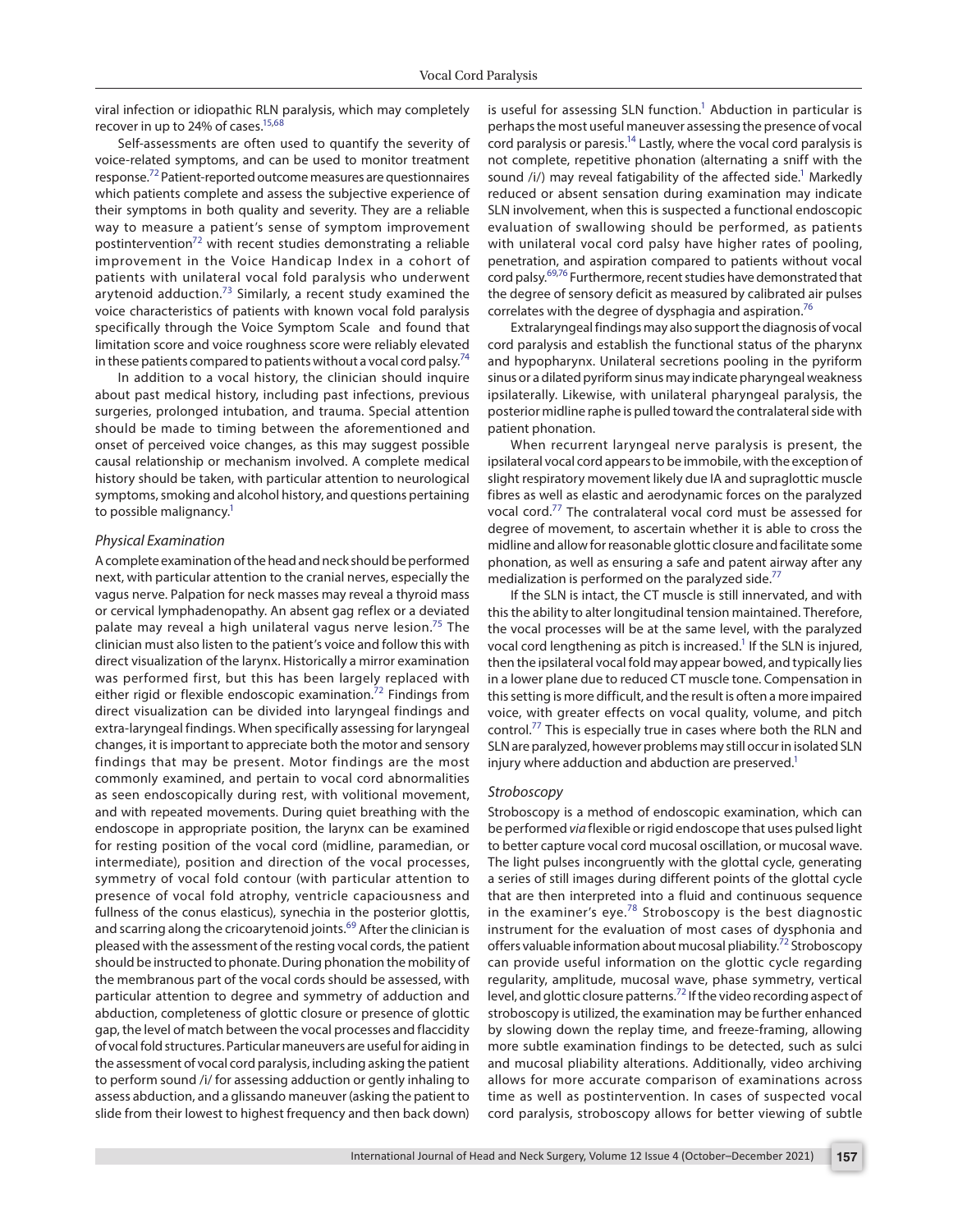viral infection or idiopathic RLN paralysis, which may completely recover in up to 24% of cases.[15,68]

Self-assessments are often used to quantify the severity of voice-related symptoms, and can be used to monitor treatment response.[72] Patient-reported outcome measures are questionnaires which patients complete and assess the subjective experience of their symptoms in both quality and severity. They are a reliable way to measure a patient's sense of symptom improvement postintervention[72] with recent studies demonstrating a reliable improvement in the Voice Handicap Index in a cohort of patients with unilateral vocal fold paralysis who underwent arytenoid adduction.[73] Similarly, a recent study examined the voice characteristics of patients with known vocal fold paralysis specifically through the Voice Symptom Scale and found that limitation score and voice roughness score were reliably elevated in these patients compared to patients without a vocal cord palsy.[74]

In addition to a vocal history, the clinician should inquire about past medical history, including past infections, previous surgeries, prolonged intubation, and trauma. Special attention should be made to timing between the aforementioned and onset of perceived voice changes, as this may suggest possible causal relationship or mechanism involved. A complete medical history should be taken, with particular attention to neurological symptoms, smoking and alcohol history, and questions pertaining to possible malignancy.[1]

### *Physical Examination*

A complete examination of the head and neck should be performed next, with particular attention to the cranial nerves, especially the vagus nerve. Palpation for neck masses may reveal a thyroid mass or cervical lymphadenopathy. An absent gag reflex or a deviated palate may reveal a high unilateral vagus nerve lesion.[75] The clinician must also listen to the patient's voice and follow this with direct visualization of the larynx. Historically a mirror examination was performed first, but this has been largely replaced with either rigid or flexible endoscopic examination.[72] Findings from direct visualization can be divided into laryngeal findings and extra-laryngeal findings. When specifically assessing for laryngeal changes, it is important to appreciate both the motor and sensory findings that may be present. Motor findings are the most commonly examined, and pertain to vocal cord abnormalities as seen endoscopically during rest, with volitional movement, and with repeated movements. During quiet breathing with the endoscope in appropriate position, the larynx can be examined for resting position of the vocal cord (midline, paramedian, or intermediate), position and direction of the vocal processes, symmetry of vocal fold contour (with particular attention to presence of vocal fold atrophy, ventricle capaciousness and fullness of the conus elasticus), synechia in the posterior glottis, and scarring along the cricoarytenoid joints.[69] After the clinician is pleased with the assessment of the resting vocal cords, the patient should be instructed to phonate. During phonation the mobility of the membranous part of the vocal cords should be assessed, with particular attention to degree and symmetry of adduction and abduction, completeness of glottic closure or presence of glottic gap, the level of match between the vocal processes and flaccidity of vocal fold structures. Particular maneuvers are useful for aiding in the assessment of vocal cord paralysis, including asking the patient to perform sound /i/ for assessing adduction or gently inhaling to assess abduction, and a glissando maneuver (asking the patient to slide from their lowest to highest frequency and then back down) is useful for assessing SLN function.[1] Abduction in particular is perhaps the most useful maneuver assessing the presence of vocal cord paralysis or paresis.[14] Lastly, where the vocal cord paralysis is not complete, repetitive phonation (alternating a sniff with the sound /i/) may reveal fatigability of the affected side.[1] Markedly reduced or absent sensation during examination may indicate SLN involvement, when this is suspected a functional endoscopic evaluation of swallowing should be performed, as patients with unilateral vocal cord palsy have higher rates of pooling, penetration, and aspiration compared to patients without vocal cord palsy.[69,76] Furthermore, recent studies have demonstrated that the degree of sensory deficit as measured by calibrated air pulses correlates with the degree of dysphagia and aspiration.[76]

Extralaryngeal findings may also support the diagnosis of vocal cord paralysis and establish the functional status of the pharynx and hypopharynx. Unilateral secretions pooling in the pyriform sinus or a dilated pyriform sinus may indicate pharyngeal weakness ipsilaterally. Likewise, with unilateral pharyngeal paralysis, the posterior midline raphe is pulled toward the contralateral side with patient phonation.

When recurrent laryngeal nerve paralysis is present, the ipsilateral vocal cord appears to be immobile, with the exception of slight respiratory movement likely due IA and supraglottic muscle fibres as well as elastic and aerodynamic forces on the paralyzed vocal cord.[77] The contralateral vocal cord must be assessed for degree of movement, to ascertain whether it is able to cross the midline and allow for reasonable glottic closure and facilitate some phonation, as well as ensuring a safe and patent airway after any medialization is performed on the paralyzed side.[77]

If the SLN is intact, the CT muscle is still innervated, and with this the ability to alter longitudinal tension maintained. Therefore, the vocal processes will be at the same level, with the paralyzed vocal cord lengthening as pitch is increased.[1] If the SLN is injured, then the ipsilateral vocal fold may appear bowed, and typically lies in a lower plane due to reduced CT muscle tone. Compensation in this setting is more difficult, and the result is often a more impaired voice, with greater effects on vocal quality, volume, and pitch control.[77] This is especially true in cases where both the RLN and SLN are paralyzed, however problems may still occur in isolated SLN injury where adduction and abduction are preserved.[1]

### *Stroboscopy*

Stroboscopy is a method of endoscopic examination, which can be performed *via* flexible or rigid endoscope that uses pulsed light to better capture vocal cord mucosal oscillation, or mucosal wave. The light pulses incongruently with the glottal cycle, generating a series of still images during different points of the glottal cycle that are then interpreted into a fluid and continuous sequence in the examiner's eye.[78] Stroboscopy is the best diagnostic instrument for the evaluation of most cases of dysphonia and offers valuable information about mucosal pliability.[72] Stroboscopy can provide useful information on the glottic cycle regarding regularity, amplitude, mucosal wave, phase symmetry, vertical level, and glottic closure patterns.[72] If the video recording aspect of stroboscopy is utilized, the examination may be further enhanced by slowing down the replay time, and freeze-framing, allowing more subtle examination findings to be detected, such as sulci and mucosal pliability alterations. Additionally, video archiving allows for more accurate comparison of examinations across time as well as postintervention. In cases of suspected vocal cord paralysis, stroboscopy allows for better viewing of subtle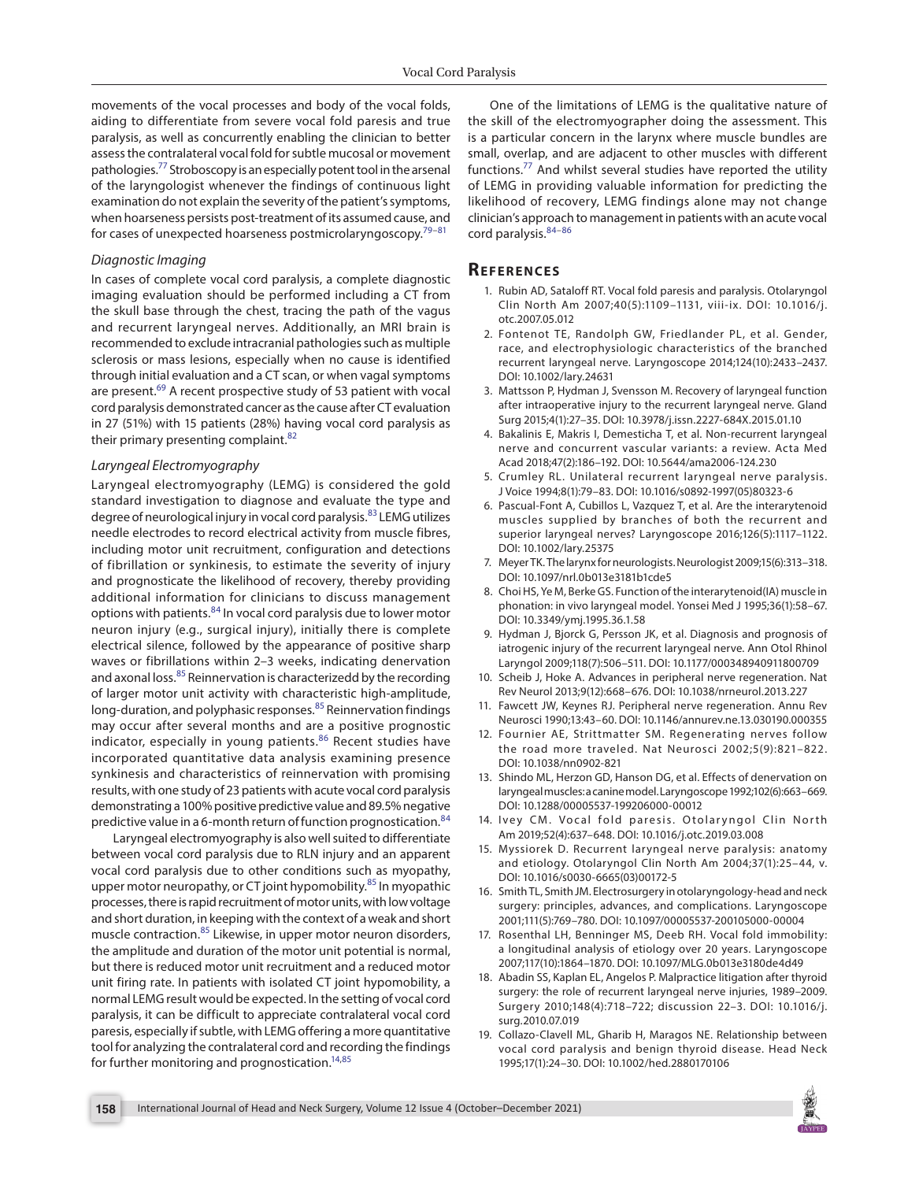movements of the vocal processes and body of the vocal folds, aiding to differentiate from severe vocal fold paresis and true paralysis, as well as concurrently enabling the clinician to better assess the contralateral vocal fold for subtle mucosal or movement pathologies.[77] Stroboscopy is an especially potent tool in the arsenal of the laryngologist whenever the findings of continuous light examination do not explain the severity of the patient's symptoms, when hoarseness persists post-treatment of its assumed cause, and for cases of unexpected hoarseness postmicrolaryngoscopy.[79–81]

### *Diagnostic Imaging*

In cases of complete vocal cord paralysis, a complete diagnostic imaging evaluation should be performed including a CT from the skull base through the chest, tracing the path of the vagus and recurrent laryngeal nerves. Additionally, an MRI brain is recommended to exclude intracranial pathologies such as multiple sclerosis or mass lesions, especially when no cause is identified through initial evaluation and a CT scan, or when vagal symptoms are present.[69] A recent prospective study of 53 patient with vocal cord paralysis demonstrated cancer as the cause after CT evaluation in 27 (51%) with 15 patients (28%) having vocal cord paralysis as their primary presenting complaint.[82]

### *Laryngeal Electromyography*

Laryngeal electromyography (LEMG) is considered the gold standard investigation to diagnose and evaluate the type and degree of neurological injury in vocal cord paralysis.[83] LEMG utilizes needle electrodes to record electrical activity from muscle fibres, including motor unit recruitment, configuration and detections of fibrillation or synkinesis, to estimate the severity of injury and prognosticate the likelihood of recovery, thereby providing additional information for clinicians to discuss management options with patients.[84] In vocal cord paralysis due to lower motor neuron injury (e.g., surgical injury), initially there is complete electrical silence, followed by the appearance of positive sharp waves or fibrillations within 2–3 weeks, indicating denervation and axonal loss.[85] Reinnervation is characterizedd by the recording of larger motor unit activity with characteristic high-amplitude, long-duration, and polyphasic responses.[85] Reinnervation findings may occur after several months and are a positive prognostic indicator, especially in young patients.[86] Recent studies have incorporated quantitative data analysis examining presence synkinesis and characteristics of reinnervation with promising results, with one study of 23 patients with acute vocal cord paralysis demonstrating a 100% positive predictive value and 89.5% negative predictive value in a 6-month return of function prognostication.[84]

Laryngeal electromyography is also well suited to differentiate between vocal cord paralysis due to RLN injury and an apparent vocal cord paralysis due to other conditions such as myopathy, upper motor neuropathy, or CT joint hypomobility.[85] In myopathic processes, there is rapid recruitment of motor units, with low voltage and short duration, in keeping with the context of a weak and short muscle contraction.[85] Likewise, in upper motor neuron disorders, the amplitude and duration of the motor unit potential is normal, but there is reduced motor unit recruitment and a reduced motor unit firing rate. In patients with isolated CT joint hypomobility, a normal LEMG result would be expected. In the setting of vocal cord paralysis, it can be difficult to appreciate contralateral vocal cord paresis, especially if subtle, with LEMG offering a more quantitative tool for analyzing the contralateral cord and recording the findings for further monitoring and prognostication.[14,85]

One of the limitations of LEMG is the qualitative nature of the skill of the electromyographer doing the assessment. This is a particular concern in the larynx where muscle bundles are small, overlap, and are adjacent to other muscles with different functions.[77] And whilst several studies have reported the utility of LEMG in providing valuable information for predicting the likelihood of recovery, LEMG findings alone may not change clinician's approach to management in patients with an acute vocal cord paralysis.[84–86]

## References

1. Rubin AD, Sataloff RT. Vocal fold paresis and paralysis. Otolaryngol Clin North Am 2007;40(5):1109–1131, viii-ix. DOI: 10.1016/j.otc.2007.05.012
2. Fontenot TE, Randolph GW, Friedlander PL, et al. Gender, race, and electrophysiologic characteristics of the branched recurrent laryngeal nerve. Laryngoscope 2014;124(10):2433–2437. DOI: 10.1002/lary.24631
3. Mattsson P, Hydman J, Svensson M. Recovery of laryngeal function after intraoperative injury to the recurrent laryngeal nerve. Gland Surg 2015;4(1):27–35. DOI: 10.3978/j.issn.2227-684X.2015.01.10
4. Bakalinis E, Makris I, Demesticha T, et al. Non-recurrent laryngeal nerve and concurrent vascular variants: a review. Acta Med Acad 2018;47(2):186–192. DOI: 10.5644/ama2006-124.230
5. Crumley RL. Unilateral recurrent laryngeal nerve paralysis. J Voice 1994;8(1):79–83. DOI: 10.1016/s0892-1997(05)80323-6
6. Pascual-Font A, Cubillos L, Vazquez T, et al. Are the interarytenoid muscles supplied by branches of both the recurrent and superior laryngeal nerves? Laryngoscope 2016;126(5):1117–1122. DOI: 10.1002/lary.25375
7. Meyer TK. The larynx for neurologists. Neurologist 2009;15(6):313–318. DOI: 10.1097/nrl.0b013e3181b1cde5
8. Choi HS, Ye M, Berke GS. Function of the interarytenoid(IA) muscle in phonation: in vivo laryngeal model. Yonsei Med J 1995;36(1):58–67. DOI: 10.3349/ymj.1995.36.1.58
9. Hydman J, Bjorck G, Persson JK, et al. Diagnosis and prognosis of iatrogenic injury of the recurrent laryngeal nerve. Ann Otol Rhinol Laryngol 2009;118(7):506–511. DOI: 10.1177/000348940911800709
10. Scheib J, Hoke A. Advances in peripheral nerve regeneration. Nat Rev Neurol 2013;9(12):668–676. DOI: 10.1038/nrneurol.2013.227
11. Fawcett JW, Keynes RJ. Peripheral nerve regeneration. Annu Rev Neurosci 1990;13:43–60. DOI: 10.1146/annurev.ne.13.030190.000355
12. Fournier AE, Strittmatter SM. Regenerating nerves follow the road more traveled. Nat Neurosci 2002;5(9):821–822. DOI: 10.1038/nn0902-821
13. Shindo ML, Herzon GD, Hanson DG, et al. Effects of denervation on laryngeal muscles: a canine model. Laryngoscope 1992;102(6):663–669. DOI: 10.1288/00005537-199206000-00012
14. Ivey CM. Vocal fold paresis. Otolaryngol Clin North Am 2019;52(4):637–648. DOI: 10.1016/j.otc.2019.03.008
15. Myssiorek D. Recurrent laryngeal nerve paralysis: anatomy and etiology. Otolaryngol Clin North Am 2004;37(1):25–44, v. DOI: 10.1016/s0030-6665(03)00172-5
16. Smith TL, Smith JM. Electrosurgery in otolaryngology-head and neck surgery: principles, advances, and complications. Laryngoscope 2001;111(5):769–780. DOI: 10.1097/00005537-200105000-00004
17. Rosenthal LH, Benninger MS, Deeb RH. Vocal fold immobility: a longitudinal analysis of etiology over 20 years. Laryngoscope 2007;117(10):1864–1870. DOI: 10.1097/MLG.0b013e3180de4d49
18. Abadin SS, Kaplan EL, Angelos P. Malpractice litigation after thyroid surgery: the role of recurrent laryngeal nerve injuries, 1989–2009. Surgery 2010;148(4):718–722; discussion 22–3. DOI: 10.1016/j.surg.2010.07.019
19. Collazo-Clavell ML, Gharib H, Maragos NE. Relationship between vocal cord paralysis and benign thyroid disease. Head Neck 1995;17(1):24–30. DOI: 10.1002/hed.2880170106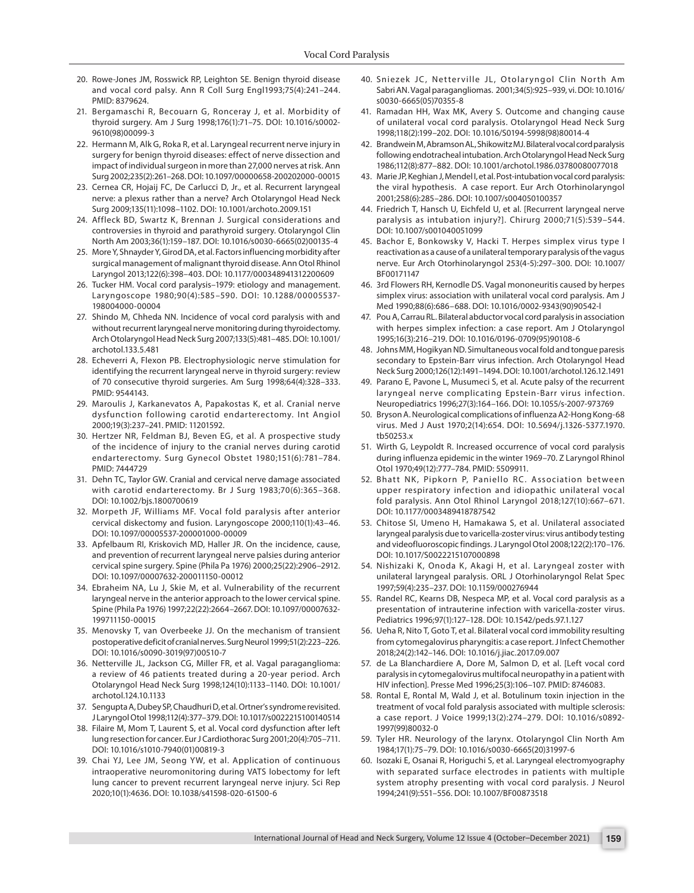20. Rowe-Jones JM, Rosswick RP, Leighton SE. Benign thyroid disease and vocal cord palsy. Ann R Coll Surg Engl1993;75(4):241–244. PMID: 8379624.
21. Bergamaschi R, Becouarn G, Ronceray J, et al. Morbidity of thyroid surgery. Am J Surg 1998;176(1):71–75. DOI: 10.1016/s0002-9610(98)00099-3
22. Hermann M, Alk G, Roka R, et al. Laryngeal recurrent nerve injury in surgery for benign thyroid diseases: effect of nerve dissection and impact of individual surgeon in more than 27,000 nerves at risk. Ann Surg 2002;235(2):261–268. DOI: 10.1097/00000658-200202000-00015
23. Cernea CR, Hojaij FC, De Carlucci D, Jr., et al. Recurrent laryngeal nerve: a plexus rather than a nerve? Arch Otolaryngol Head Neck Surg 2009;135(11):1098–1102. DOI: 10.1001/archoto.2009.151
24. Affleck BD, Swartz K, Brennan J. Surgical considerations and controversies in thyroid and parathyroid surgery. Otolaryngol Clin North Am 2003;36(1):159–187. DOI: 10.1016/s0030-6665(02)00135-4
25. More Y, Shnayder Y, Girod DA, et al. Factors influencing morbidity after surgical management of malignant thyroid disease. Ann Otol Rhinol Laryngol 2013;122(6):398–403. DOI: 10.1177/000348941312200609
26. Tucker HM. Vocal cord paralysis–1979: etiology and management. Laryngoscope 1980;90(4):585–590. DOI: 10.1288/00005537-198004000-00004
27. Shindo M, Chheda NN. Incidence of vocal cord paralysis with and without recurrent laryngeal nerve monitoring during thyroidectomy. Arch Otolaryngol Head Neck Surg 2007;133(5):481–485. DOI: 10.1001/archotol.133.5.481
28. Echeverri A, Flexon PB. Electrophysiologic nerve stimulation for identifying the recurrent laryngeal nerve in thyroid surgery: review of 70 consecutive thyroid surgeries. Am Surg 1998;64(4):328–333. PMID: 9544143.
29. Maroulis J, Karkanevatos A, Papakostas K, et al. Cranial nerve dysfunction following carotid endarterectomy. Int Angiol 2000;19(3):237–241. PMID: 11201592.
30. Hertzer NR, Feldman BJ, Beven EG, et al. A prospective study of the incidence of injury to the cranial nerves during carotid endarterectomy. Surg Gynecol Obstet 1980;151(6):781–784. PMID: 7444729
31. Dehn TC, Taylor GW. Cranial and cervical nerve damage associated with carotid endarterectomy. Br J Surg 1983;70(6):365–368. DOI: 10.1002/bjs.1800700619
32. Morpeth JF, Williams MF. Vocal fold paralysis after anterior cervical diskectomy and fusion. Laryngoscope 2000;110(1):43–46. DOI: 10.1097/00005537-200001000-00009
33. Apfelbaum RI, Kriskovich MD, Haller JR. On the incidence, cause, and prevention of recurrent laryngeal nerve palsies during anterior cervical spine surgery. Spine (Phila Pa 1976) 2000;25(22):2906–2912. DOI: 10.1097/00007632-200011150-00012
34. Ebraheim NA, Lu J, Skie M, et al. Vulnerability of the recurrent laryngeal nerve in the anterior approach to the lower cervical spine. Spine (Phila Pa 1976) 1997;22(22):2664–2667. DOI: 10.1097/00007632-199711150-00015
35. Menovsky T, van Overbeeke JJ. On the mechanism of transient postoperative deficit of cranial nerves. Surg Neurol 1999;51(2):223–226. DOI: 10.1016/s0090-3019(97)00510-7
36. Netterville JL, Jackson CG, Miller FR, et al. Vagal paraganglioma: a review of 46 patients treated during a 20-year period. Arch Otolaryngol Head Neck Surg 1998;124(10):1133–1140. DOI: 10.1001/archotol.124.10.1133
37. Sengupta A, Dubey SP, Chaudhuri D, et al. Ortner's syndrome revisited. J Laryngol Otol 1998;112(4):377–379. DOI: 10.1017/s0022215100140514
38. Filaire M, Mom T, Laurent S, et al. Vocal cord dysfunction after left lung resection for cancer. Eur J Cardiothorac Surg 2001;20(4):705–711. DOI: 10.1016/s1010-7940(01)00819-3
39. Chai YJ, Lee JM, Seong YW, et al. Application of continuous intraoperative neuromonitoring during VATS lobectomy for left lung cancer to prevent recurrent laryngeal nerve injury. Sci Rep 2020;10(1):4636. DOI: 10.1038/s41598-020-61500-6
40. Sniezek JC, Netterville JL, Otolaryngol Clin North Am Sabri AN. Vagal paragangliomas. 2001;34(5):925–939, vi. DOI: 10.1016/s0030-6665(05)70355-8
41. Ramadan HH, Wax MK, Avery S. Outcome and changing cause of unilateral vocal cord paralysis. Otolaryngol Head Neck Surg 1998;118(2):199–202. DOI: 10.1016/S0194-5998(98)80014-4
42. Brandwein M, Abramson AL, Shikowitz MJ. Bilateral vocal cord paralysis following endotracheal intubation. Arch Otolaryngol Head Neck Surg 1986;112(8):877–882. DOI: 10.1001/archotol.1986.03780080077018
43. Marie JP, Keghian J, Mendel I, et al. Post-intubation vocal cord paralysis: the viral hypothesis. A case report. Eur Arch Otorhinolaryngol 2001;258(6):285–286. DOI: 10.1007/s004050100357
44. Friedrich T, Hansch U, Eichfeld U, et al. [Recurrent laryngeal nerve paralysis as intubation injury?]. Chirurg 2000;71(5):539–544. DOI: 10.1007/s001040051099
45. Bachor E, Bonkowsky V, Hacki T. Herpes simplex virus type I reactivation as a cause of a unilateral temporary paralysis of the vagus nerve. Eur Arch Otorhinolaryngol 253(4-5):297–300. DOI: 10.1007/BF00171147
46. 3rd Flowers RH, Kernodle DS. Vagal mononeuritis caused by herpes simplex virus: association with unilateral vocal cord paralysis. Am J Med 1990;88(6):686–688. DOI: 10.1016/0002-9343(90)90542-I
47. Pou A, Carrau RL. Bilateral abductor vocal cord paralysis in association with herpes simplex infection: a case report. Am J Otolaryngol 1995;16(3):216–219. DOI: 10.1016/0196-0709(95)90108-6
48. Johns MM, Hogikyan ND. Simultaneous vocal fold and tongue paresis secondary to Epstein-Barr virus infection. Arch Otolaryngol Head Neck Surg 2000;126(12):1491–1494. DOI: 10.1001/archotol.126.12.1491
49. Parano E, Pavone L, Musumeci S, et al. Acute palsy of the recurrent laryngeal nerve complicating Epstein-Barr virus infection. Neuropediatrics 1996;27(3):164–166. DOI: 10.1055/s-2007-973769
50. Bryson A. Neurological complications of influenza A2-Hong Kong-68 virus. Med J Aust 1970;2(14):654. DOI: 10.5694/j.1326-5377.1970.tb50253.x
51. Wirth G, Leypoldt R. Increased occurrence of vocal cord paralysis during influenza epidemic in the winter 1969–70. Z Laryngol Rhinol Otol 1970;49(12):777–784. PMID: 5509911.
52. Bhatt NK, Pipkorn P, Paniello RC. Association between upper respiratory infection and idiopathic unilateral vocal fold paralysis. Ann Otol Rhinol Laryngol 2018;127(10):667–671. DOI: 10.1177/0003489418787542
53. Chitose SI, Umeno H, Hamakawa S, et al. Unilateral associated laryngeal paralysis due to varicella-zoster virus: virus antibody testing and videofluoroscopic findings. J Laryngol Otol 2008;122(2):170–176. DOI: 10.1017/S0022215107000898
54. Nishizaki K, Onoda K, Akagi H, et al. Laryngeal zoster with unilateral laryngeal paralysis. ORL J Otorhinolaryngol Relat Spec 1997;59(4):235–237. DOI: 10.1159/000276944
55. Randel RC, Kearns DB, Nespeca MP, et al. Vocal cord paralysis as a presentation of intrauterine infection with varicella-zoster virus. Pediatrics 1996;97(1):127–128. DOI: 10.1542/peds.97.1.127
56. Ueha R, Nito T, Goto T, et al. Bilateral vocal cord immobility resulting from cytomegalovirus pharyngitis: a case report. J Infect Chemother 2018;24(2):142–146. DOI: 10.1016/j.jiac.2017.09.007
57. de La Blanchardiere A, Dore M, Salmon D, et al. [Left vocal cord paralysis in cytomegalovirus multifocal neuropathy in a patient with HIV infection]. Presse Med 1996;25(3):106–107. PMID: 8746083.
58. Rontal E, Rontal M, Wald J, et al. Botulinum toxin injection in the treatment of vocal fold paralysis associated with multiple sclerosis: a case report. J Voice 1999;13(2):274–279. DOI: 10.1016/s0892-1997(99)80032-0
59. Tyler HR. Neurology of the larynx. Otolaryngol Clin North Am 1984;17(1):75–79. DOI: 10.1016/s0030-6665(20)31997-6
60. Isozaki E, Osanai R, Horiguchi S, et al. Laryngeal electromyography with separated surface electrodes in patients with multiple system atrophy presenting with vocal cord paralysis. J Neurol 1994;241(9):551–556. DOI: 10.1007/BF00873518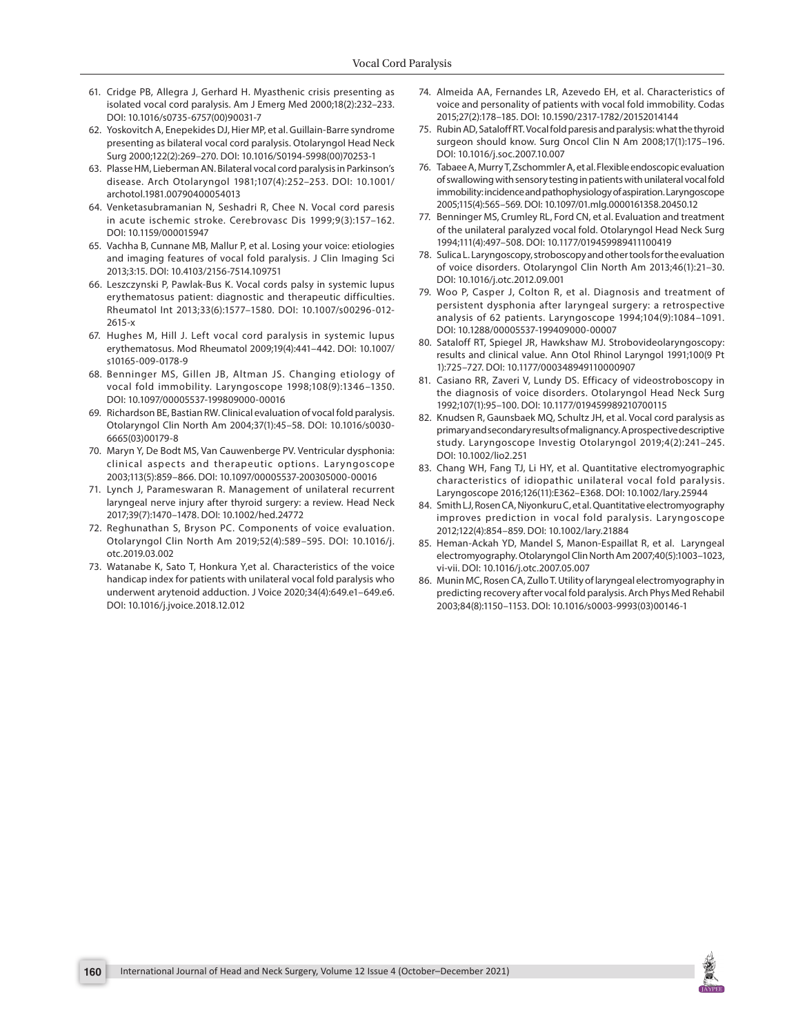61. Cridge PB, Allegra J, Gerhard H. Myasthenic crisis presenting as isolated vocal cord paralysis. Am J Emerg Med 2000;18(2):232–233. DOI: 10.1016/s0735-6757(00)90031-7
62. Yoskovitch A, Enepekides DJ, Hier MP, et al. Guillain-Barre syndrome presenting as bilateral vocal cord paralysis. Otolaryngol Head Neck Surg 2000;122(2):269–270. DOI: 10.1016/S0194-5998(00)70253-1
63. Plasse HM, Lieberman AN. Bilateral vocal cord paralysis in Parkinson's disease. Arch Otolaryngol 1981;107(4):252–253. DOI: 10.1001/archotol.1981.00790400054013
64. Venketasubramanian N, Seshadri R, Chee N. Vocal cord paresis in acute ischemic stroke. Cerebrovasc Dis 1999;9(3):157–162. DOI: 10.1159/000015947
65. Vachha B, Cunnane MB, Mallur P, et al. Losing your voice: etiologies and imaging features of vocal fold paralysis. J Clin Imaging Sci 2013;3:15. DOI: 10.4103/2156-7514.109751
66. Leszczynski P, Pawlak-Bus K. Vocal cords palsy in systemic lupus erythematosus patient: diagnostic and therapeutic difficulties. Rheumatol Int 2013;33(6):1577–1580. DOI: 10.1007/s00296-012-2615-x
67. Hughes M, Hill J. Left vocal cord paralysis in systemic lupus erythematosus. Mod Rheumatol 2009;19(4):441–442. DOI: 10.1007/s10165-009-0178-9
68. Benninger MS, Gillen JB, Altman JS. Changing etiology of vocal fold immobility. Laryngoscope 1998;108(9):1346–1350. DOI: 10.1097/00005537-199809000-00016
69. Richardson BE, Bastian RW. Clinical evaluation of vocal fold paralysis. Otolaryngol Clin North Am 2004;37(1):45–58. DOI: 10.1016/s0030-6665(03)00179-8
70. Maryn Y, De Bodt MS, Van Cauwenberge PV. Ventricular dysphonia: clinical aspects and therapeutic options. Laryngoscope 2003;113(5):859–866. DOI: 10.1097/00005537-200305000-00016
71. Lynch J, Parameswaran R. Management of unilateral recurrent laryngeal nerve injury after thyroid surgery: a review. Head Neck 2017;39(7):1470–1478. DOI: 10.1002/hed.24772
72. Reghunathan S, Bryson PC. Components of voice evaluation. Otolaryngol Clin North Am 2019;52(4):589–595. DOI: 10.1016/j.otc.2019.03.002
73. Watanabe K, Sato T, Honkura Y,et al. Characteristics of the voice handicap index for patients with unilateral vocal fold paralysis who underwent arytenoid adduction. J Voice 2020;34(4):649.e1–649.e6. DOI: 10.1016/j.jvoice.2018.12.012
74. Almeida AA, Fernandes LR, Azevedo EH, et al. Characteristics of voice and personality of patients with vocal fold immobility. Codas 2015;27(2):178–185. DOI: 10.1590/2317-1782/20152014144
75. Rubin AD, Sataloff RT. Vocal fold paresis and paralysis: what the thyroid surgeon should know. Surg Oncol Clin N Am 2008;17(1):175–196. DOI: 10.1016/j.soc.2007.10.007
76. Tabaee A, Murry T, Zschommler A, et al. Flexible endoscopic evaluation of swallowing with sensory testing in patients with unilateral vocal fold immobility: incidence and pathophysiology of aspiration. Laryngoscope 2005;115(4):565–569. DOI: 10.1097/01.mlg.0000161358.20450.12
77. Benninger MS, Crumley RL, Ford CN, et al. Evaluation and treatment of the unilateral paralyzed vocal fold. Otolaryngol Head Neck Surg 1994;111(4):497–508. DOI: 10.1177/019459989411100419
78. Sulica L. Laryngoscopy, stroboscopy and other tools for the evaluation of voice disorders. Otolaryngol Clin North Am 2013;46(1):21–30. DOI: 10.1016/j.otc.2012.09.001
79. Woo P, Casper J, Colton R, et al. Diagnosis and treatment of persistent dysphonia after laryngeal surgery: a retrospective analysis of 62 patients. Laryngoscope 1994;104(9):1084–1091. DOI: 10.1288/00005537-199409000-00007
80. Sataloff RT, Spiegel JR, Hawkshaw MJ. Strobovideolaryngoscopy: results and clinical value. Ann Otol Rhinol Laryngol 1991;100(9 Pt 1):725–727. DOI: 10.1177/000348949110000907
81. Casiano RR, Zaveri V, Lundy DS. Efficacy of videostroboscopy in the diagnosis of voice disorders. Otolaryngol Head Neck Surg 1992;107(1):95–100. DOI: 10.1177/019459989210700115
82. Knudsen R, Gaunsbaek MQ, Schultz JH, et al. Vocal cord paralysis as primary and secondary results of malignancy. A prospective descriptive study. Laryngoscope Investig Otolaryngol 2019;4(2):241–245. DOI: 10.1002/lio2.251
83. Chang WH, Fang TJ, Li HY, et al. Quantitative electromyographic characteristics of idiopathic unilateral vocal fold paralysis. Laryngoscope 2016;126(11):E362–E368. DOI: 10.1002/lary.25944
84. Smith LJ, Rosen CA, Niyonkuru C, et al. Quantitative electromyography improves prediction in vocal fold paralysis. Laryngoscope 2012;122(4):854–859. DOI: 10.1002/lary.21884
85. Heman-Ackah YD, Mandel S, Manon-Espaillat R, et al. Laryngeal electromyography. Otolaryngol Clin North Am 2007;40(5):1003–1023, vi-vii. DOI: 10.1016/j.otc.2007.05.007
86. Munin MC, Rosen CA, Zullo T. Utility of laryngeal electromyography in predicting recovery after vocal fold paralysis. Arch Phys Med Rehabil 2003;84(8):1150–1153. DOI: 10.1016/s0003-9993(03)00146-1